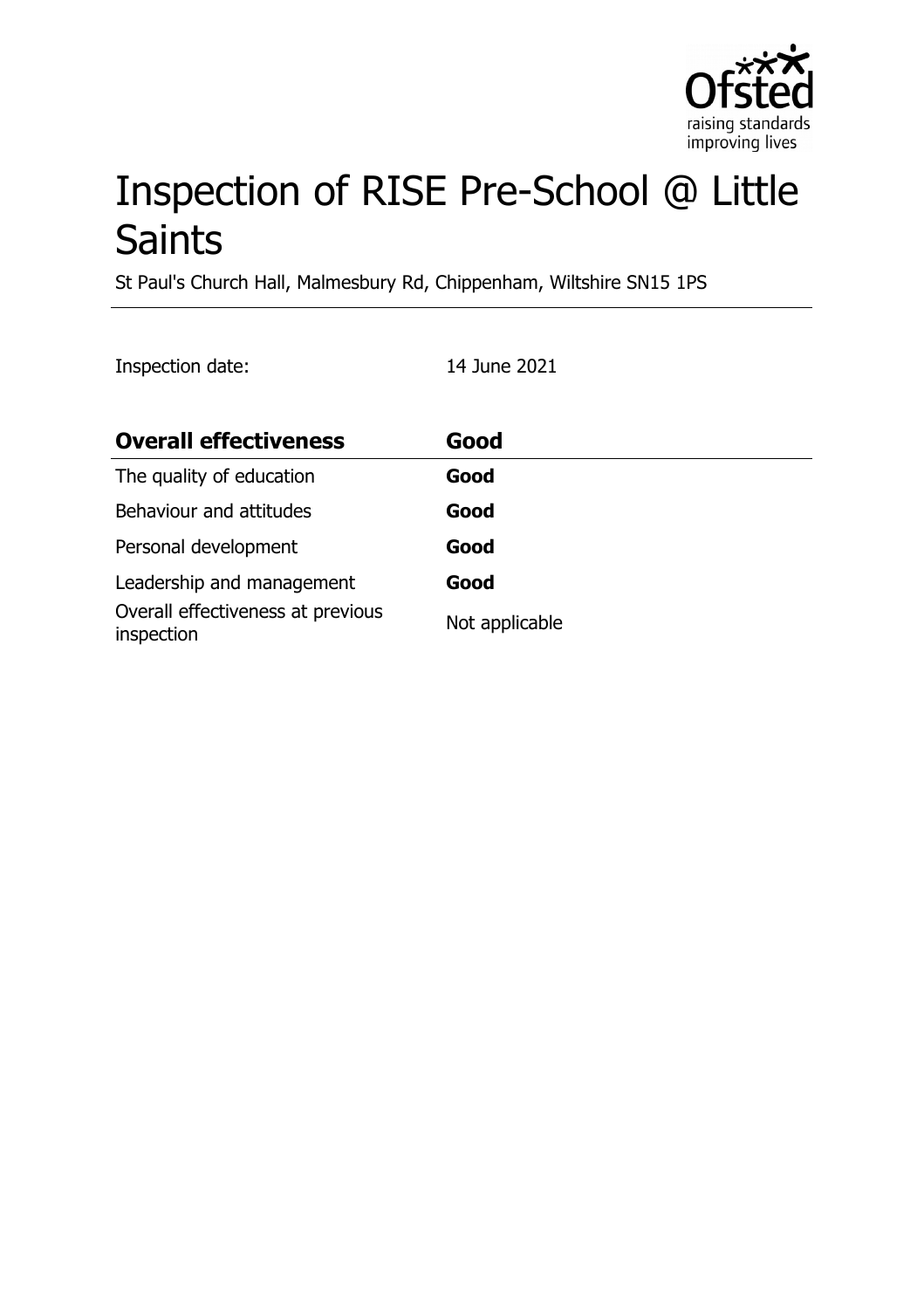# Inspection of RISE Pre-School @ Little Saints

St Paul's Church Hall, Malmesbury Rd, Chippenham, Wiltshire SN15 1PS

Inspection date: 14 June 2021

| **Overall effectiveness** | **Good** |
|---|---|
| The quality of education | **Good** |
| Behaviour and attitudes | **Good** |
| Personal development | **Good** |
| Leadership and management | **Good** |
| Overall effectiveness at previous inspection | Not applicable |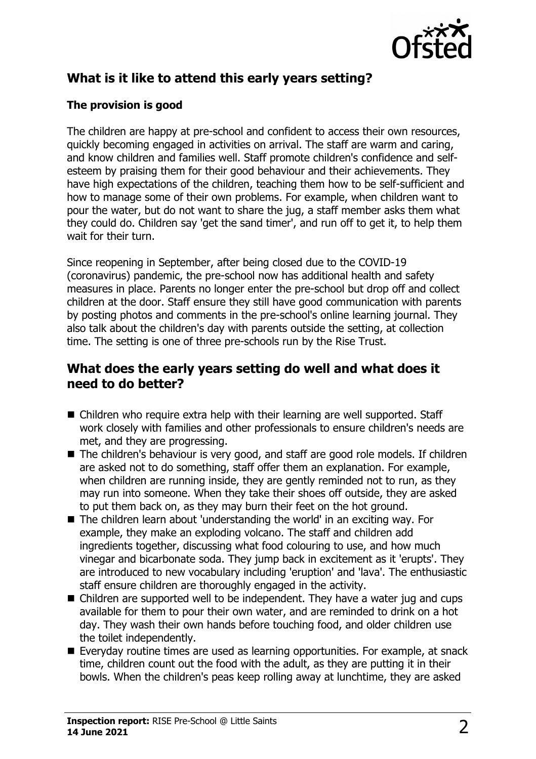## What is it like to attend this early years setting?

### The provision is good

The children are happy at pre-school and confident to access their own resources, quickly becoming engaged in activities on arrival. The staff are warm and caring, and know children and families well. Staff promote children's confidence and self-esteem by praising them for their good behaviour and their achievements. They have high expectations of the children, teaching them how to be self-sufficient and how to manage some of their own problems. For example, when children want to pour the water, but do not want to share the jug, a staff member asks them what they could do. Children say 'get the sand timer', and run off to get it, to help them wait for their turn.

Since reopening in September, after being closed due to the COVID-19 (coronavirus) pandemic, the pre-school now has additional health and safety measures in place. Parents no longer enter the pre-school but drop off and collect children at the door. Staff ensure they still have good communication with parents by posting photos and comments in the pre-school's online learning journal. They also talk about the children's day with parents outside the setting, at collection time. The setting is one of three pre-schools run by the Rise Trust.

## What does the early years setting do well and what does it need to do better?

- Children who require extra help with their learning are well supported. Staff work closely with families and other professionals to ensure children's needs are met, and they are progressing.
- The children's behaviour is very good, and staff are good role models. If children are asked not to do something, staff offer them an explanation. For example, when children are running inside, they are gently reminded not to run, as they may run into someone. When they take their shoes off outside, they are asked to put them back on, as they may burn their feet on the hot ground.
- The children learn about 'understanding the world' in an exciting way. For example, they make an exploding volcano. The staff and children add ingredients together, discussing what food colouring to use, and how much vinegar and bicarbonate soda. They jump back in excitement as it 'erupts'. They are introduced to new vocabulary including 'eruption' and 'lava'. The enthusiastic staff ensure children are thoroughly engaged in the activity.
- Children are supported well to be independent. They have a water jug and cups available for them to pour their own water, and are reminded to drink on a hot day. They wash their own hands before touching food, and older children use the toilet independently.
- Everyday routine times are used as learning opportunities. For example, at snack time, children count out the food with the adult, as they are putting it in their bowls. When the children's peas keep rolling away at lunchtime, they are asked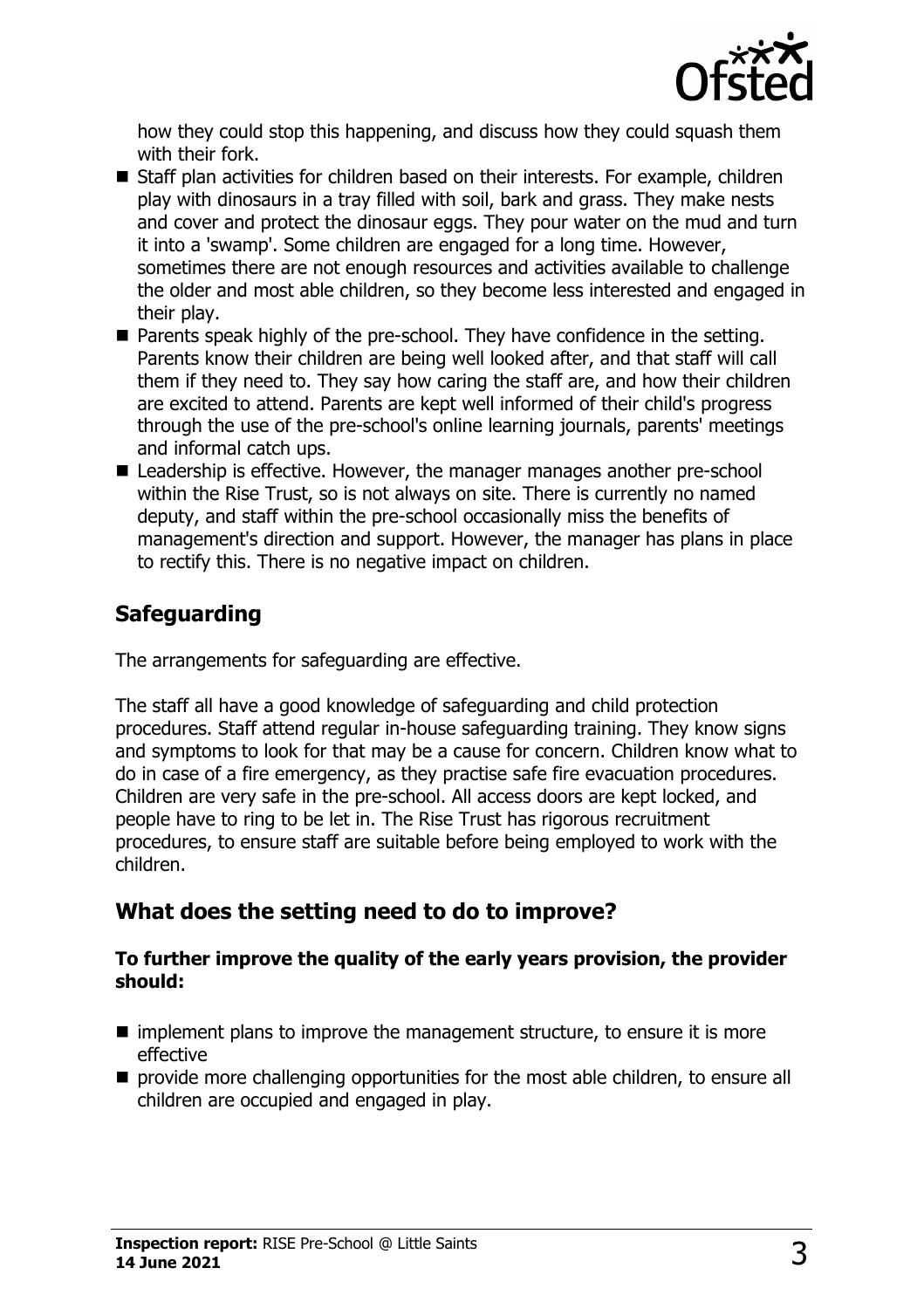how they could stop this happening, and discuss how they could squash them with their fork.

- Staff plan activities for children based on their interests. For example, children play with dinosaurs in a tray filled with soil, bark and grass. They make nests and cover and protect the dinosaur eggs. They pour water on the mud and turn it into a 'swamp'. Some children are engaged for a long time. However, sometimes there are not enough resources and activities available to challenge the older and most able children, so they become less interested and engaged in their play.
- Parents speak highly of the pre-school. They have confidence in the setting. Parents know their children are being well looked after, and that staff will call them if they need to. They say how caring the staff are, and how their children are excited to attend. Parents are kept well informed of their child's progress through the use of the pre-school's online learning journals, parents' meetings and informal catch ups.
- Leadership is effective. However, the manager manages another pre-school within the Rise Trust, so is not always on site. There is currently no named deputy, and staff within the pre-school occasionally miss the benefits of management's direction and support. However, the manager has plans in place to rectify this. There is no negative impact on children.

## Safeguarding

The arrangements for safeguarding are effective.

The staff all have a good knowledge of safeguarding and child protection procedures. Staff attend regular in-house safeguarding training. They know signs and symptoms to look for that may be a cause for concern. Children know what to do in case of a fire emergency, as they practise safe fire evacuation procedures. Children are very safe in the pre-school. All access doors are kept locked, and people have to ring to be let in. The Rise Trust has rigorous recruitment procedures, to ensure staff are suitable before being employed to work with the children.

## What does the setting need to do to improve?

**To further improve the quality of the early years provision, the provider should:**

- implement plans to improve the management structure, to ensure it is more effective
- provide more challenging opportunities for the most able children, to ensure all children are occupied and engaged in play.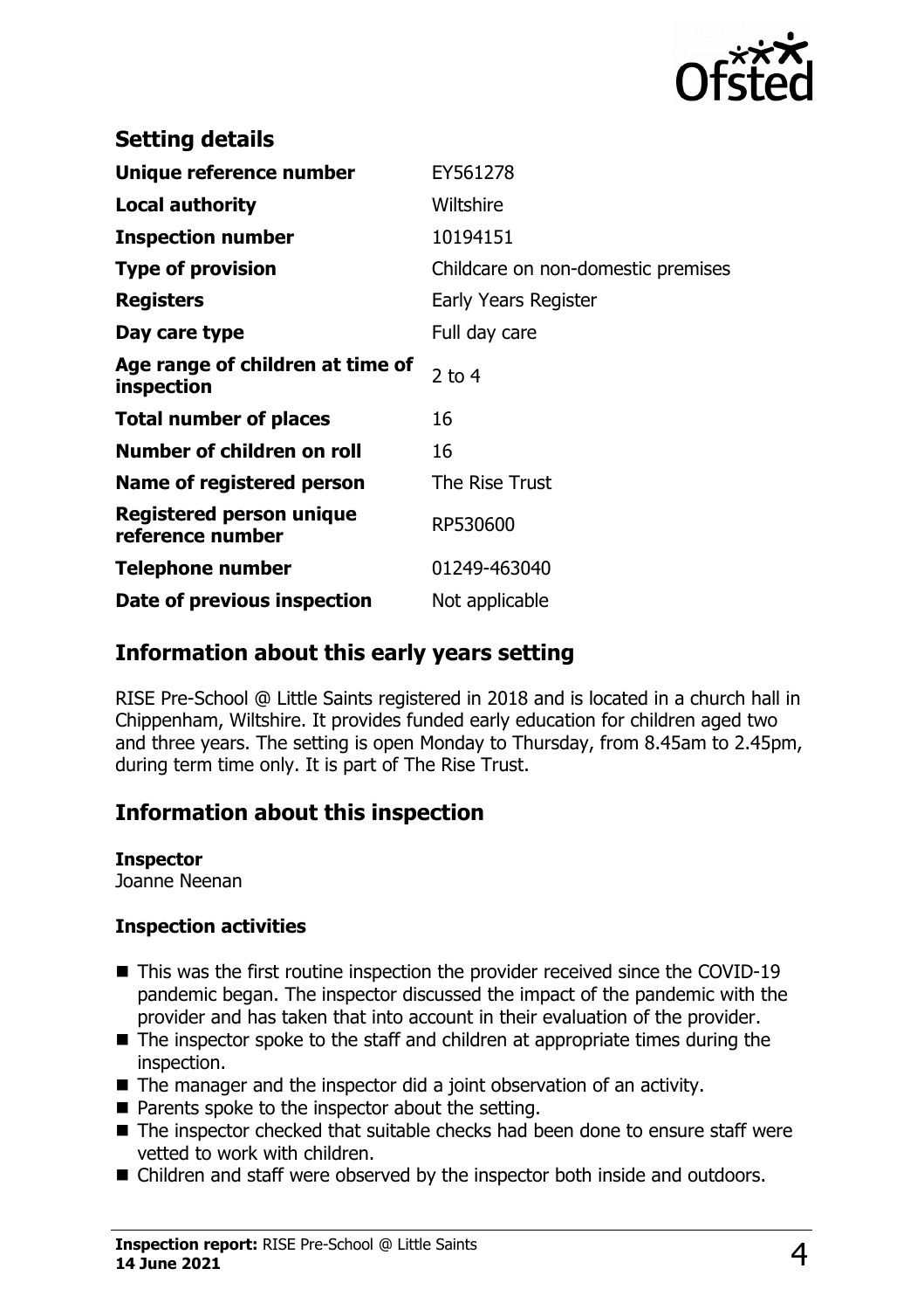## Setting details

| | |
|---|---|
| **Unique reference number** | EY561278 |
| **Local authority** | Wiltshire |
| **Inspection number** | 10194151 |
| **Type of provision** | Childcare on non-domestic premises |
| **Registers** | Early Years Register |
| **Day care type** | Full day care |
| **Age range of children at time of inspection** | 2 to 4 |
| **Total number of places** | 16 |
| **Number of children on roll** | 16 |
| **Name of registered person** | The Rise Trust |
| **Registered person unique reference number** | RP530600 |
| **Telephone number** | 01249-463040 |
| **Date of previous inspection** | Not applicable |

## Information about this early years setting

RISE Pre-School @ Little Saints registered in 2018 and is located in a church hall in Chippenham, Wiltshire. It provides funded early education for children aged two and three years. The setting is open Monday to Thursday, from 8.45am to 2.45pm, during term time only. It is part of The Rise Trust.

## Information about this inspection

**Inspector**
Joanne Neenan

### Inspection activities

- This was the first routine inspection the provider received since the COVID-19 pandemic began. The inspector discussed the impact of the pandemic with the provider and has taken that into account in their evaluation of the provider.
- The inspector spoke to the staff and children at appropriate times during the inspection.
- The manager and the inspector did a joint observation of an activity.
- Parents spoke to the inspector about the setting.
- The inspector checked that suitable checks had been done to ensure staff were vetted to work with children.
- Children and staff were observed by the inspector both inside and outdoors.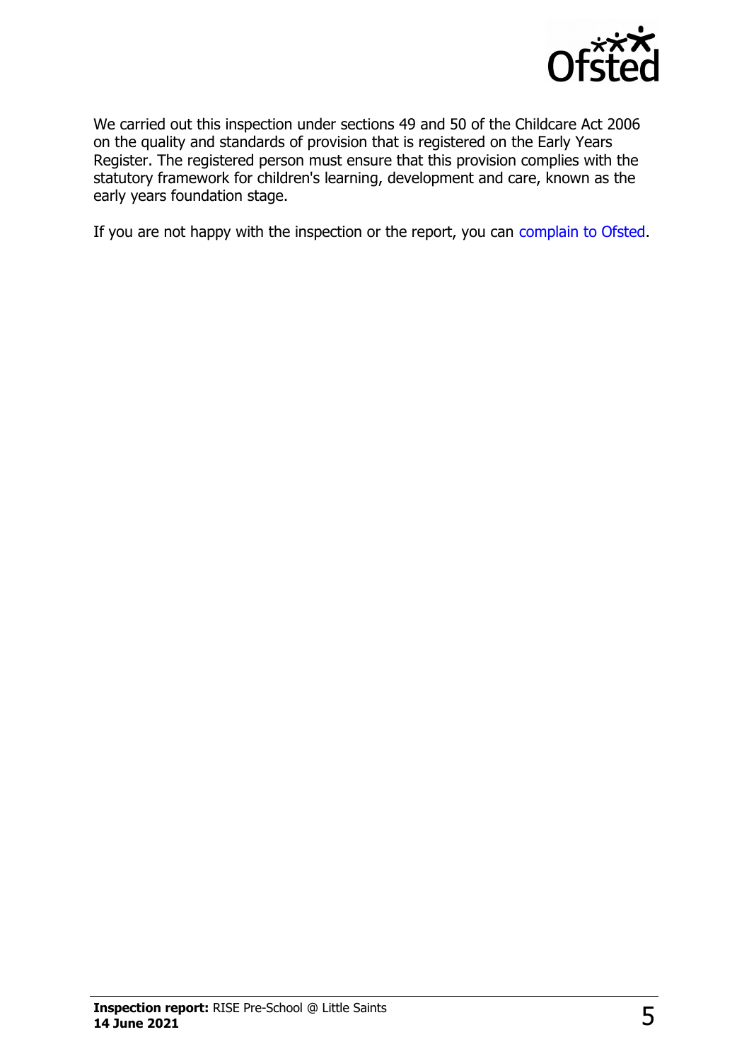We carried out this inspection under sections 49 and 50 of the Childcare Act 2006 on the quality and standards of provision that is registered on the Early Years Register. The registered person must ensure that this provision complies with the statutory framework for children's learning, development and care, known as the early years foundation stage.

If you are not happy with the inspection or the report, you can complain to Ofsted.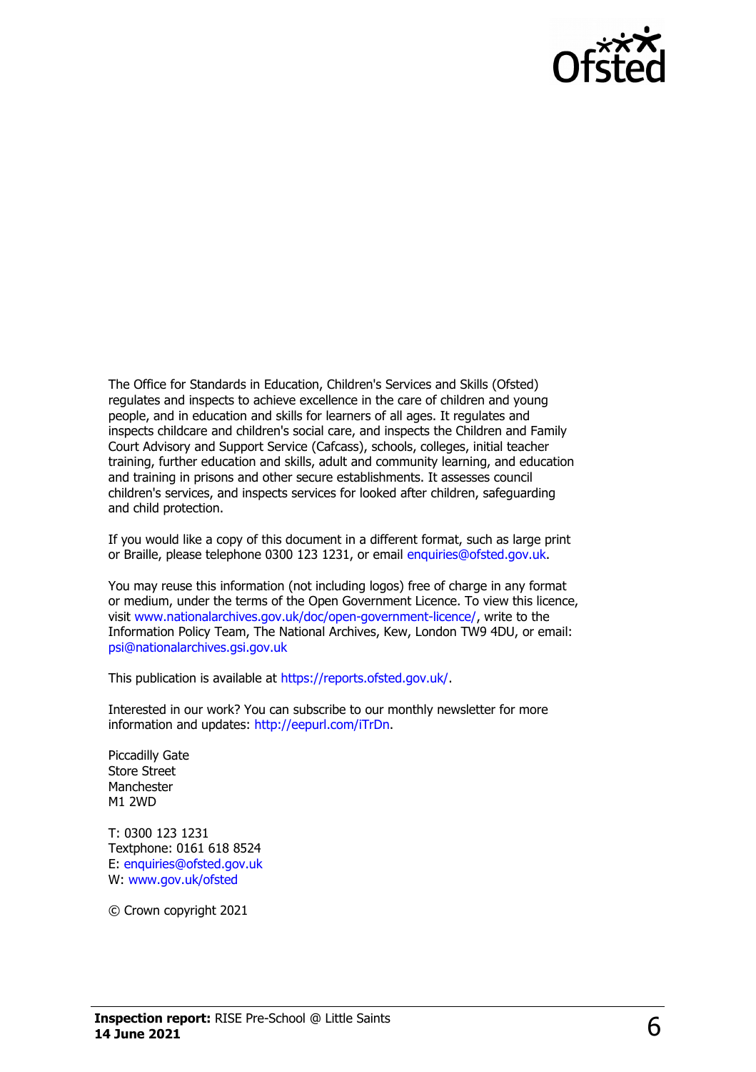The Office for Standards in Education, Children's Services and Skills (Ofsted) regulates and inspects to achieve excellence in the care of children and young people, and in education and skills for learners of all ages. It regulates and inspects childcare and children's social care, and inspects the Children and Family Court Advisory and Support Service (Cafcass), schools, colleges, initial teacher training, further education and skills, adult and community learning, and education and training in prisons and other secure establishments. It assesses council children's services, and inspects services for looked after children, safeguarding and child protection.

If you would like a copy of this document in a different format, such as large print or Braille, please telephone 0300 123 1231, or email enquiries@ofsted.gov.uk.

You may reuse this information (not including logos) free of charge in any format or medium, under the terms of the Open Government Licence. To view this licence, visit www.nationalarchives.gov.uk/doc/open-government-licence/, write to the Information Policy Team, The National Archives, Kew, London TW9 4DU, or email: psi@nationalarchives.gsi.gov.uk

This publication is available at https://reports.ofsted.gov.uk/.

Interested in our work? You can subscribe to our monthly newsletter for more information and updates: http://eepurl.com/iTrDn.

Piccadilly Gate
Store Street
Manchester
M1 2WD

T: 0300 123 1231
Textphone: 0161 618 8524
E: enquiries@ofsted.gov.uk
W: www.gov.uk/ofsted

© Crown copyright 2021